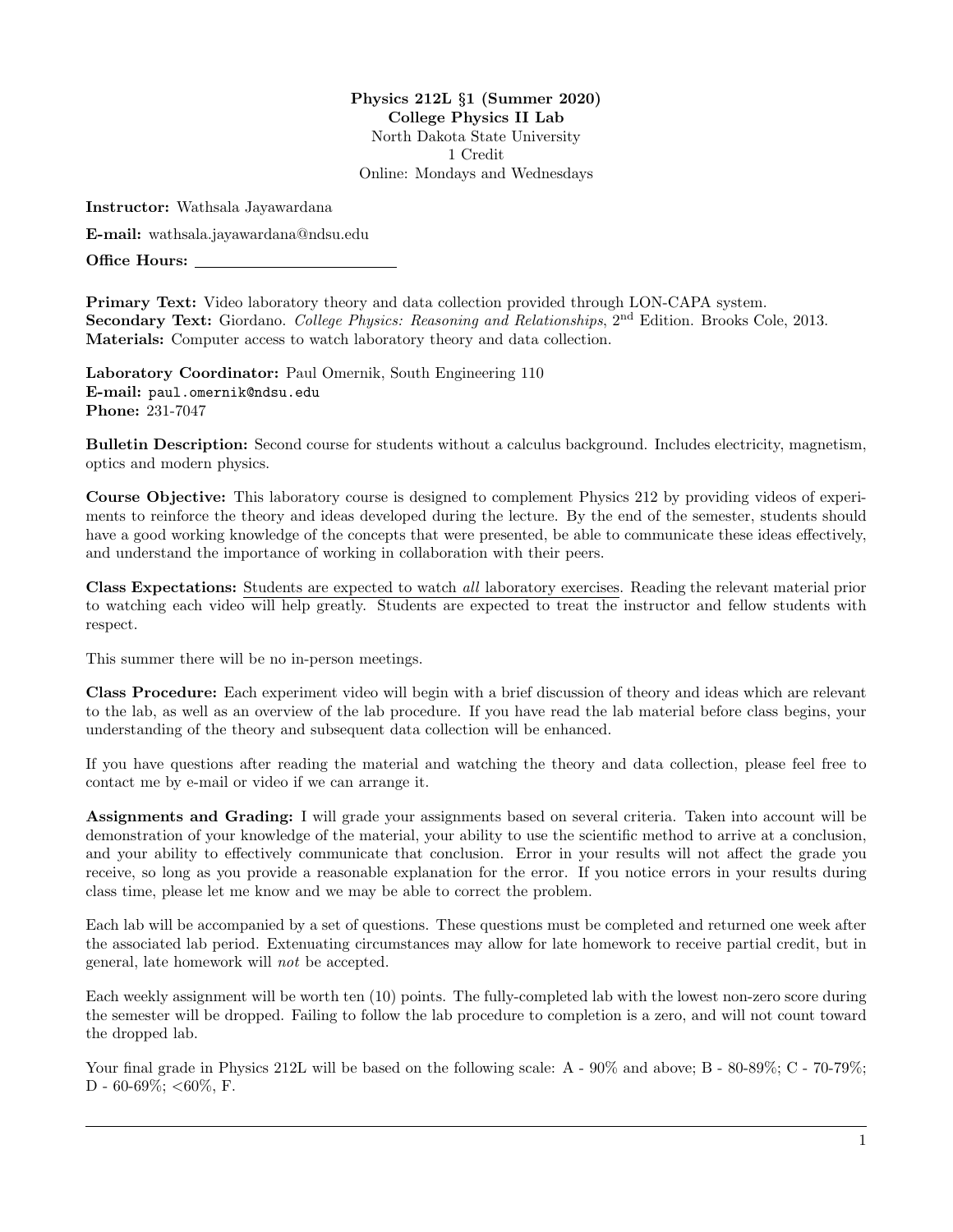**Physics 212L §1 (Summer 2020)**
**College Physics II Lab**
North Dakota State University
1 Credit
Online: Mondays and Wednesdays

**Instructor:** Wathsala Jayawardana

**E-mail:** wathsala.jayawardana@ndsu.edu

**Office Hours:** ____________________

**Primary Text:** Video laboratory theory and data collection provided through LON-CAPA system.
**Secondary Text:** Giordano. *College Physics: Reasoning and Relationships*, 2nd Edition. Brooks Cole, 2013.
**Materials:** Computer access to watch laboratory theory and data collection.

**Laboratory Coordinator:** Paul Omernik, South Engineering 110
**E-mail:** paul.omernik@ndsu.edu
**Phone:** 231-7047

**Bulletin Description:** Second course for students without a calculus background. Includes electricity, magnetism, optics and modern physics.

**Course Objective:** This laboratory course is designed to complement Physics 212 by providing videos of experiments to reinforce the theory and ideas developed during the lecture. By the end of the semester, students should have a good working knowledge of the concepts that were presented, be able to communicate these ideas effectively, and understand the importance of working in collaboration with their peers.

**Class Expectations:** Students are expected to watch *all* laboratory exercises. Reading the relevant material prior to watching each video will help greatly. Students are expected to treat the instructor and fellow students with respect.

This summer there will be no in-person meetings.

**Class Procedure:** Each experiment video will begin with a brief discussion of theory and ideas which are relevant to the lab, as well as an overview of the lab procedure. If you have read the lab material before class begins, your understanding of the theory and subsequent data collection will be enhanced.

If you have questions after reading the material and watching the theory and data collection, please feel free to contact me by e-mail or video if we can arrange it.

**Assignments and Grading:** I will grade your assignments based on several criteria. Taken into account will be demonstration of your knowledge of the material, your ability to use the scientific method to arrive at a conclusion, and your ability to effectively communicate that conclusion. Error in your results will not affect the grade you receive, so long as you provide a reasonable explanation for the error. If you notice errors in your results during class time, please let me know and we may be able to correct the problem.

Each lab will be accompanied by a set of questions. These questions must be completed and returned one week after the associated lab period. Extenuating circumstances may allow for late homework to receive partial credit, but in general, late homework will *not* be accepted.

Each weekly assignment will be worth ten (10) points. The fully-completed lab with the lowest non-zero score during the semester will be dropped. Failing to follow the lab procedure to completion is a zero, and will not count toward the dropped lab.

Your final grade in Physics 212L will be based on the following scale: A - 90% and above; B - 80-89%; C - 70-79%; D - 60-69%; <60%, F.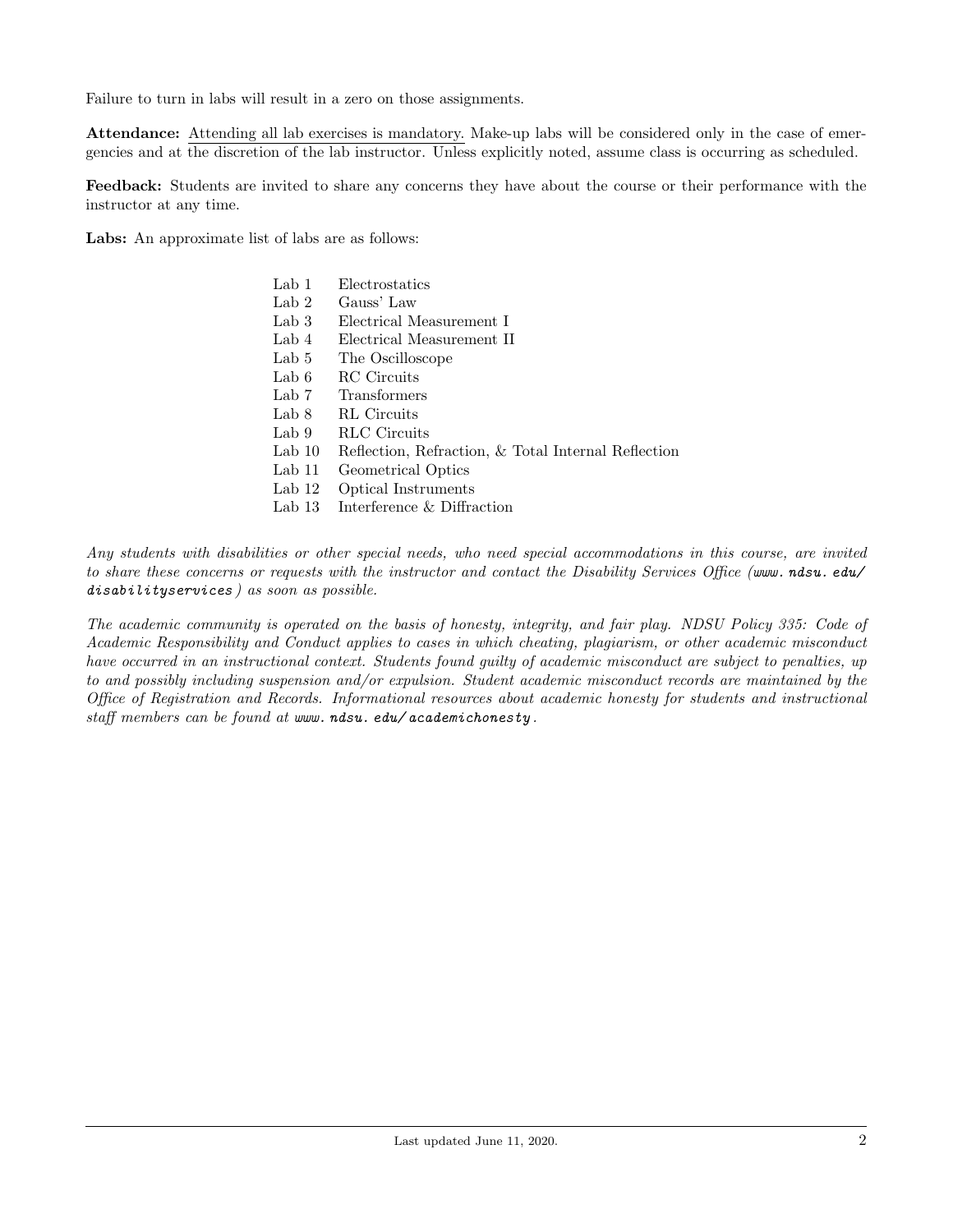Failure to turn in labs will result in a zero on those assignments.

**Attendance:** Attending all lab exercises is mandatory. Make-up labs will be considered only in the case of emergencies and at the discretion of the lab instructor. Unless explicitly noted, assume class is occurring as scheduled.

**Feedback:** Students are invited to share any concerns they have about the course or their performance with the instructor at any time.

**Labs:** An approximate list of labs are as follows:

| | |
|---|---|
| Lab 1 | Electrostatics |
| Lab 2 | Gauss' Law |
| Lab 3 | Electrical Measurement I |
| Lab 4 | Electrical Measurement II |
| Lab 5 | The Oscilloscope |
| Lab 6 | RC Circuits |
| Lab 7 | Transformers |
| Lab 8 | RL Circuits |
| Lab 9 | RLC Circuits |
| Lab 10 | Reflection, Refraction, & Total Internal Reflection |
| Lab 11 | Geometrical Optics |
| Lab 12 | Optical Instruments |
| Lab 13 | Interference & Diffraction |

*Any students with disabilities or other special needs, who need special accommodations in this course, are invited to share these concerns or requests with the instructor and contact the Disability Services Office (www.ndsu.edu/disabilityservices) as soon as possible.*

*The academic community is operated on the basis of honesty, integrity, and fair play. NDSU Policy 335: Code of Academic Responsibility and Conduct applies to cases in which cheating, plagiarism, or other academic misconduct have occurred in an instructional context. Students found guilty of academic misconduct are subject to penalties, up to and possibly including suspension and/or expulsion. Student academic misconduct records are maintained by the Office of Registration and Records. Informational resources about academic honesty for students and instructional staff members can be found at www.ndsu.edu/academichonesty.*

Last updated June 11, 2020.